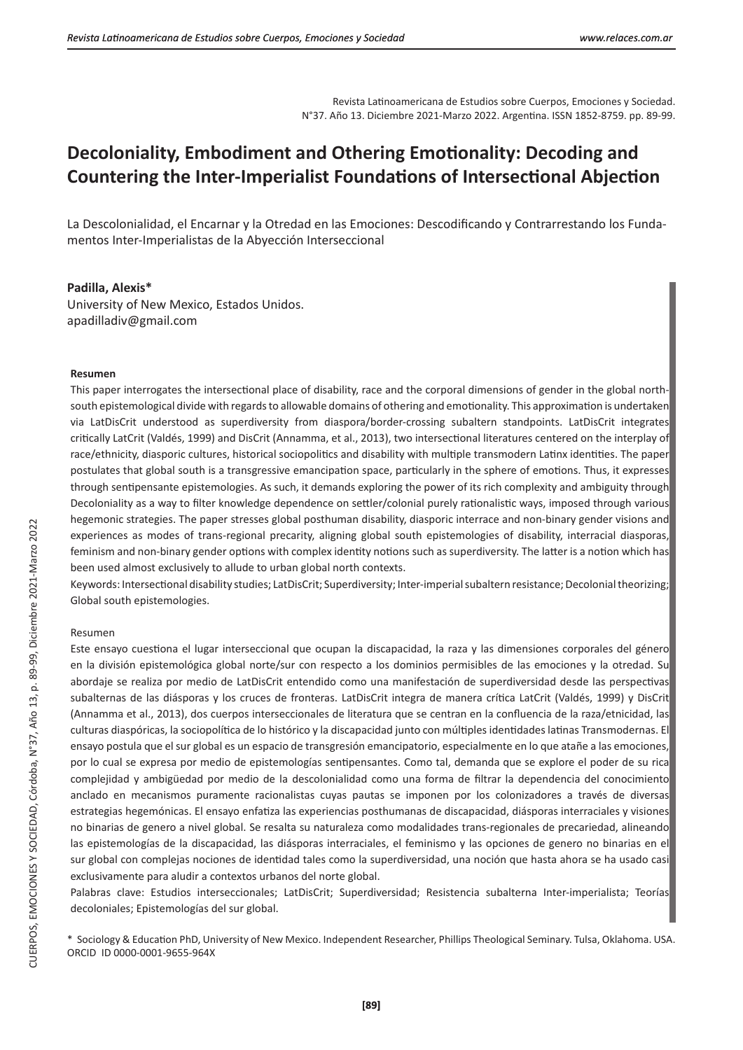Revista Latinoamericana de Estudios sobre Cuerpos, Emociones y Sociedad.
N°37. Año 13. Diciembre 2021-Marzo 2022. Argentina. ISSN 1852-8759. pp. 89-99.

# Decoloniality, Embodiment and Othering Emotionality: Decoding and Countering the Inter-Imperialist Foundations of Intersectional Abjection

La Descolonialidad, el Encarnar y la Otredad en las Emociones: Descodificando y Contrarrestando los Fundamentos Inter-Imperialistas de la Abyección Interseccional

**Padilla, Alexis***
University of New Mexico, Estados Unidos.
apadilladiv@gmail.com

**Resumen**

This paper interrogates the intersectional place of disability, race and the corporal dimensions of gender in the global north-south epistemological divide with regards to allowable domains of othering and emotionality. This approximation is undertaken via LatDisCrit understood as superdiversity from diaspora/border-crossing subaltern standpoints. LatDisCrit integrates critically LatCrit (Valdés, 1999) and DisCrit (Annamma, et al., 2013), two intersectional literatures centered on the interplay of race/ethnicity, diasporic cultures, historical sociopolitics and disability with multiple transmodern Latinx identities. The paper postulates that global south is a transgressive emancipation space, particularly in the sphere of emotions. Thus, it expresses through sentipensante epistemologies. As such, it demands exploring the power of its rich complexity and ambiguity through Decoloniality as a way to filter knowledge dependence on settler/colonial purely rationalistic ways, imposed through various hegemonic strategies. The paper stresses global posthuman disability, diasporic interrace and non-binary gender visions and experiences as modes of trans-regional precarity, aligning global south epistemologies of disability, interracial diasporas, feminism and non-binary gender options with complex identity notions such as superdiversity. The latter is a notion which has been used almost exclusively to allude to urban global north contexts.

Keywords: Intersectional disability studies; LatDisCrit; Superdiversity; Inter-imperial subaltern resistance; Decolonial theorizing; Global south epistemologies.

Resumen

Este ensayo cuestiona el lugar interseccional que ocupan la discapacidad, la raza y las dimensiones corporales del género en la división epistemológica global norte/sur con respecto a los dominios permisibles de las emociones y la otredad. Su abordaje se realiza por medio de LatDisCrit entendido como una manifestación de superdiversidad desde las perspectivas subalternas de las diásporas y los cruces de fronteras. LatDisCrit integra de manera crítica LatCrit (Valdés, 1999) y DisCrit (Annamma et al., 2013), dos cuerpos interseccionales de literatura que se centran en la confluencia de la raza/etnicidad, las culturas diaspóricas, la sociopolítica de lo histórico y la discapacidad junto con múltiples identidades latinas Transmodernas. El ensayo postula que el sur global es un espacio de transgresión emancipatorio, especialmente en lo que atañe a las emociones, por lo cual se expresa por medio de epistemologías sentipensantes. Como tal, demanda que se explore el poder de su rica complejidad y ambigüedad por medio de la descolonialidad como una forma de filtrar la dependencia del conocimiento anclado en mecanismos puramente racionalistas cuyas pautas se imponen por los colonizadores a través de diversas estrategias hegemónicas. El ensayo enfatiza las experiencias posthumanas de discapacidad, diásporas interraciales y visiones no binarias de genero a nivel global. Se resalta su naturaleza como modalidades trans-regionales de precariedad, alineando las epistemologías de la discapacidad, las diásporas interraciales, el feminismo y las opciones de genero no binarias en el sur global con complejas nociones de identidad tales como la superdiversidad, una noción que hasta ahora se ha usado casi exclusivamente para aludir a contextos urbanos del norte global.

Palabras clave: Estudios interseccionales; LatDisCrit; Superdiversidad; Resistencia subalterna Inter-imperialista; Teorías decoloniales; Epistemologías del sur global.

\* Sociology & Education PhD, University of New Mexico. Independent Researcher, Phillips Theological Seminary. Tulsa, Oklahoma. USA. ORCID ID 0000-0001-9655-964X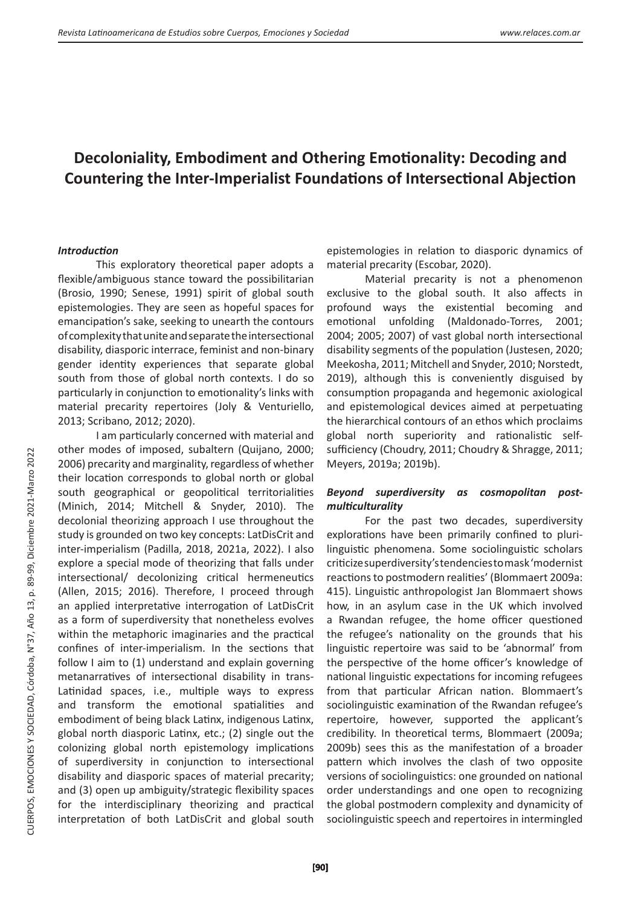# Decoloniality, Embodiment and Othering Emotionality: Decoding and Countering the Inter-Imperialist Foundations of Intersectional Abjection

### *Introduction*

This exploratory theoretical paper adopts a flexible/ambiguous stance toward the possibilitarian (Brosio, 1990; Senese, 1991) spirit of global south epistemologies. They are seen as hopeful spaces for emancipation's sake, seeking to unearth the contours of complexity that unite and separate the intersectional disability, diasporic interrace, feminist and non-binary gender identity experiences that separate global south from those of global north contexts. I do so particularly in conjunction to emotionality's links with material precarity repertoires (Joly & Venturiello, 2013; Scribano, 2012; 2020).

I am particularly concerned with material and other modes of imposed, subaltern (Quijano, 2000; 2006) precarity and marginality, regardless of whether their location corresponds to global north or global south geographical or geopolitical territorialities (Minich, 2014; Mitchell & Snyder, 2010). The decolonial theorizing approach I use throughout the study is grounded on two key concepts: LatDisCrit and inter-imperialism (Padilla, 2018, 2021a, 2022). I also explore a special mode of theorizing that falls under intersectional/ decolonizing critical hermeneutics (Allen, 2015; 2016). Therefore, I proceed through an applied interpretative interrogation of LatDisCrit as a form of superdiversity that nonetheless evolves within the metaphoric imaginaries and the practical confines of inter-imperialism. In the sections that follow I aim to (1) understand and explain governing metanarratives of intersectional disability in trans-Latinidad spaces, i.e., multiple ways to express and transform the emotional spatialities and embodiment of being black Latinx, indigenous Latinx, global north diasporic Latinx, etc.; (2) single out the colonizing global north epistemology implications of superdiversity in conjunction to intersectional disability and diasporic spaces of material precarity; and (3) open up ambiguity/strategic flexibility spaces for the interdisciplinary theorizing and practical interpretation of both LatDisCrit and global south epistemologies in relation to diasporic dynamics of material precarity (Escobar, 2020).

Material precarity is not a phenomenon exclusive to the global south. It also affects in profound ways the existential becoming and emotional unfolding (Maldonado-Torres, 2001; 2004; 2005; 2007) of vast global north intersectional disability segments of the population (Justesen, 2020; Meekosha, 2011; Mitchell and Snyder, 2010; Norstedt, 2019), although this is conveniently disguised by consumption propaganda and hegemonic axiological and epistemological devices aimed at perpetuating the hierarchical contours of an ethos which proclaims global north superiority and rationalistic self-sufficiency (Choudry, 2011; Choudry & Shragge, 2011; Meyers, 2019a; 2019b).

### *Beyond superdiversity as cosmopolitan post-multiculturality*

For the past two decades, superdiversity explorations have been primarily confined to pluri-linguistic phenomena. Some sociolinguistic scholars criticize superdiversity's tendencies to mask 'modernist reactions to postmodern realities' (Blommaert 2009a: 415). Linguistic anthropologist Jan Blommaert shows how, in an asylum case in the UK which involved a Rwandan refugee, the home officer questioned the refugee's nationality on the grounds that his linguistic repertoire was said to be 'abnormal' from the perspective of the home officer's knowledge of national linguistic expectations for incoming refugees from that particular African nation. Blommaert's sociolinguistic examination of the Rwandan refugee's repertoire, however, supported the applicant's credibility. In theoretical terms, Blommaert (2009a; 2009b) sees this as the manifestation of a broader pattern which involves the clash of two opposite versions of sociolinguistics: one grounded on national order understandings and one open to recognizing the global postmodern complexity and dynamicity of sociolinguistic speech and repertoires in intermingled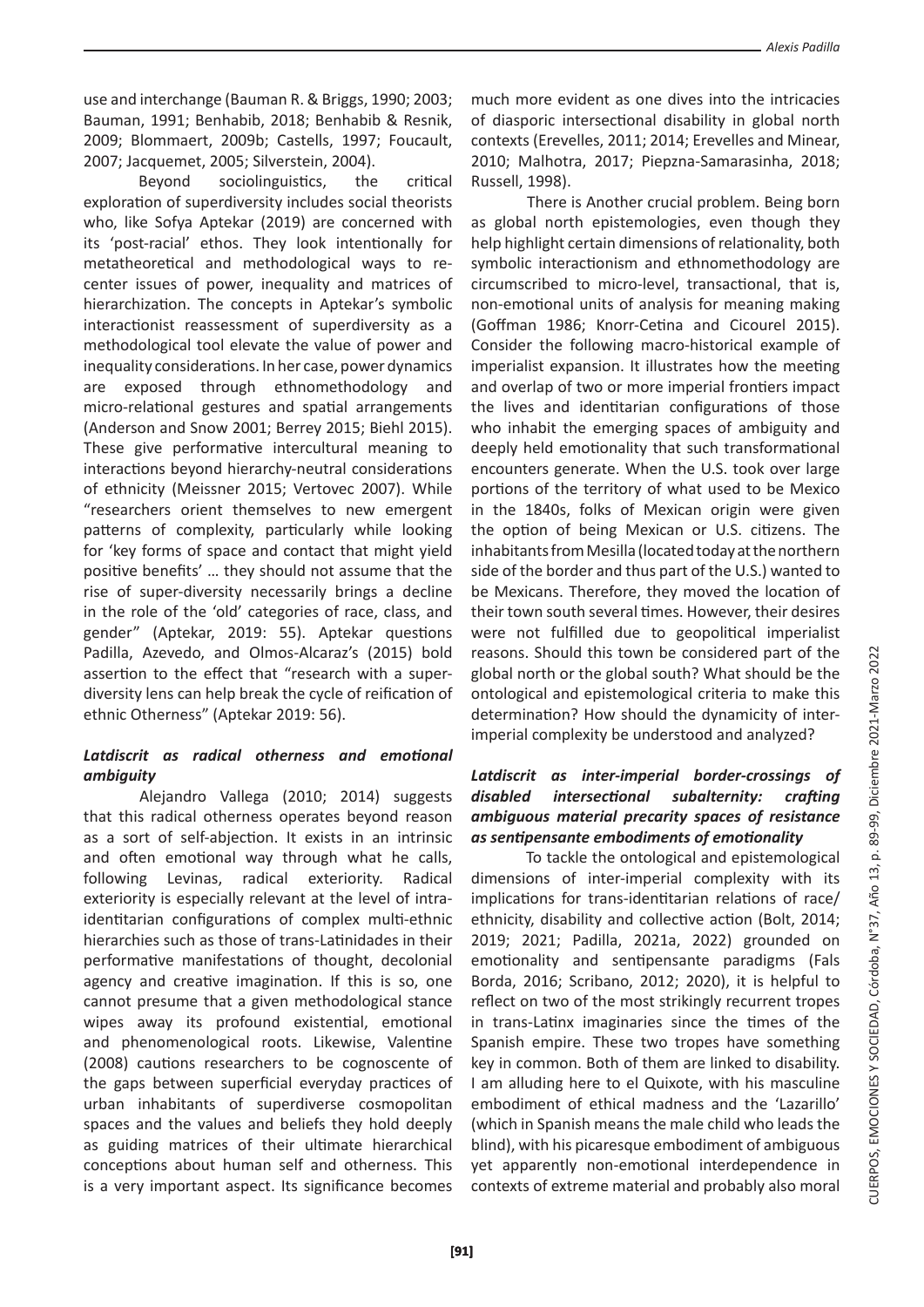use and interchange (Bauman R. & Briggs, 1990; 2003; Bauman, 1991; Benhabib, 2018; Benhabib & Resnik, 2009; Blommaert, 2009b; Castells, 1997; Foucault, 2007; Jacquemet, 2005; Silverstein, 2004).

Beyond sociolinguistics, the critical exploration of superdiversity includes social theorists who, like Sofya Aptekar (2019) are concerned with its 'post-racial' ethos. They look intentionally for metatheoretical and methodological ways to re-center issues of power, inequality and matrices of hierarchization. The concepts in Aptekar's symbolic interactionist reassessment of superdiversity as a methodological tool elevate the value of power and inequality considerations. In her case, power dynamics are exposed through ethnomethodology and micro-relational gestures and spatial arrangements (Anderson and Snow 2001; Berrey 2015; Biehl 2015). These give performative intercultural meaning to interactions beyond hierarchy-neutral considerations of ethnicity (Meissner 2015; Vertovec 2007). While "researchers orient themselves to new emergent patterns of complexity, particularly while looking for 'key forms of space and contact that might yield positive benefits' … they should not assume that the rise of super-diversity necessarily brings a decline in the role of the 'old' categories of race, class, and gender" (Aptekar, 2019: 55). Aptekar questions Padilla, Azevedo, and Olmos-Alcaraz's (2015) bold assertion to the effect that "research with a super-diversity lens can help break the cycle of reification of ethnic Otherness" (Aptekar 2019: 56).

### *Latdiscrit as radical otherness and emotional ambiguity*

Alejandro Vallega (2010; 2014) suggests that this radical otherness operates beyond reason as a sort of self-abjection. It exists in an intrinsic and often emotional way through what he calls, following Levinas, radical exteriority. Radical exteriority is especially relevant at the level of intra-identitarian configurations of complex multi-ethnic hierarchies such as those of trans-Latinidades in their performative manifestations of thought, decolonial agency and creative imagination. If this is so, one cannot presume that a given methodological stance wipes away its profound existential, emotional and phenomenological roots. Likewise, Valentine (2008) cautions researchers to be cognoscente of the gaps between superficial everyday practices of urban inhabitants of superdiverse cosmopolitan spaces and the values and beliefs they hold deeply as guiding matrices of their ultimate hierarchical conceptions about human self and otherness. This is a very important aspect. Its significance becomes much more evident as one dives into the intricacies of diasporic intersectional disability in global north contexts (Erevelles, 2011; 2014; Erevelles and Minear, 2010; Malhotra, 2017; Piepzna-Samarasinha, 2018; Russell, 1998).

There is Another crucial problem. Being born as global north epistemologies, even though they help highlight certain dimensions of relationality, both symbolic interactionism and ethnomethodology are circumscribed to micro-level, transactional, that is, non-emotional units of analysis for meaning making (Goffman 1986; Knorr-Cetina and Cicourel 2015). Consider the following macro-historical example of imperialist expansion. It illustrates how the meeting and overlap of two or more imperial frontiers impact the lives and identitarian configurations of those who inhabit the emerging spaces of ambiguity and deeply held emotionality that such transformational encounters generate. When the U.S. took over large portions of the territory of what used to be Mexico in the 1840s, folks of Mexican origin were given the option of being Mexican or U.S. citizens. The inhabitants from Mesilla (located today at the northern side of the border and thus part of the U.S.) wanted to be Mexicans. Therefore, they moved the location of their town south several times. However, their desires were not fulfilled due to geopolitical imperialist reasons. Should this town be considered part of the global north or the global south? What should be the ontological and epistemological criteria to make this determination? How should the dynamicity of inter-imperial complexity be understood and analyzed?

### *Latdiscrit as inter-imperial border-crossings of disabled intersectional subalternity: crafting ambiguous material precarity spaces of resistance as sentipensante embodiments of emotionality*

To tackle the ontological and epistemological dimensions of inter-imperial complexity with its implications for trans-identitarian relations of race/ethnicity, disability and collective action (Bolt, 2014; 2019; 2021; Padilla, 2021a, 2022) grounded on emotionality and sentipensante paradigms (Fals Borda, 2016; Scribano, 2012; 2020), it is helpful to reflect on two of the most strikingly recurrent tropes in trans-Latinx imaginaries since the times of the Spanish empire. These two tropes have something key in common. Both of them are linked to disability. I am alluding here to el Quixote, with his masculine embodiment of ethical madness and the 'Lazarillo' (which in Spanish means the male child who leads the blind), with his picaresque embodiment of ambiguous yet apparently non-emotional interdependence in contexts of extreme material and probably also moral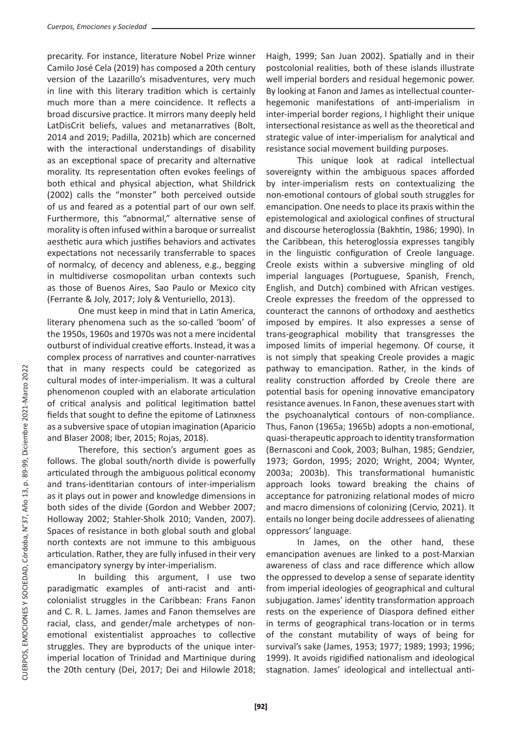precarity. For instance, literature Nobel Prize winner Camilo José Cela (2019) has composed a 20th century version of the Lazarillo's misadventures, very much in line with this literary tradition which is certainly much more than a mere coincidence. It reflects a broad discursive practice. It mirrors many deeply held LatDisCrit beliefs, values and metanarratives (Bolt, 2014 and 2019; Padilla, 2021b) which are concerned with the interactional understandings of disability as an exceptional space of precarity and alternative morality. Its representation often evokes feelings of both ethical and physical abjection, what Shildrick (2002) calls the "monster" both perceived outside of us and feared as a potential part of our own self. Furthermore, this "abnormal," alternative sense of morality is often infused within a baroque or surrealist aesthetic aura which justifies behaviors and activates expectations not necessarily transferrable to spaces of normalcy, of decency and ableness, e.g., begging in multidiverse cosmopolitan urban contexts such as those of Buenos Aires, Sao Paulo or Mexico city (Ferrante & Joly, 2017; Joly & Venturiello, 2013).

One must keep in mind that in Latin America, literary phenomena such as the so-called 'boom' of the 1950s, 1960s and 1970s was not a mere incidental outburst of individual creative efforts. Instead, it was a complex process of narratives and counter-narratives that in many respects could be categorized as cultural modes of inter-imperialism. It was a cultural phenomenon coupled with an elaborate articulation of critical analysis and political legitimation battel fields that sought to define the epitome of Latinxness as a subversive space of utopian imagination (Aparicio and Blaser 2008; Iber, 2015; Rojas, 2018).

Therefore, this section's argument goes as follows. The global south/north divide is powerfully articulated through the ambiguous political economy and trans-identitarian contours of inter-imperialism as it plays out in power and knowledge dimensions in both sides of the divide (Gordon and Webber 2007; Holloway 2002; Stahler-Sholk 2010; Vanden, 2007). Spaces of resistance in both global south and global north contexts are not immune to this ambiguous articulation. Rather, they are fully infused in their very emancipatory synergy by inter-imperialism.

In building this argument, I use two paradigmatic examples of anti-racist and anti-colonialist struggles in the Caribbean: Frans Fanon and C. R. L. James. James and Fanon themselves are racial, class, and gender/male archetypes of non-emotional existentialist approaches to collective struggles. They are byproducts of the unique inter-imperial location of Trinidad and Martinique during the 20th century (Dei, 2017; Dei and Hilowle 2018; Haigh, 1999; San Juan 2002). Spatially and in their postcolonial realities, both of these islands illustrate well imperial borders and residual hegemonic power. By looking at Fanon and James as intellectual counter-hegemonic manifestations of anti-imperialism in inter-imperial border regions, I highlight their unique intersectional resistance as well as the theoretical and strategic value of inter-imperialism for analytical and resistance social movement building purposes.

This unique look at radical intellectual sovereignty within the ambiguous spaces afforded by inter-imperialism rests on contextualizing the non-emotional contours of global south struggles for emancipation. One needs to place its praxis within the epistemological and axiological confines of structural and discourse heteroglossia (Bakhtin, 1986; 1990). In the Caribbean, this heteroglossia expresses tangibly in the linguistic configuration of Creole language. Creole exists within a subversive mingling of old imperial languages (Portuguese, Spanish, French, English, and Dutch) combined with African vestiges. Creole expresses the freedom of the oppressed to counteract the cannons of orthodoxy and aesthetics imposed by empires. It also expresses a sense of trans-geographical mobility that transgresses the imposed limits of imperial hegemony. Of course, it is not simply that speaking Creole provides a magic pathway to emancipation. Rather, in the kinds of reality construction afforded by Creole there are potential basis for opening innovative emancipatory resistance avenues. In Fanon, these avenues start with the psychoanalytical contours of non-compliance. Thus, Fanon (1965a; 1965b) adopts a non-emotional, quasi-therapeutic approach to identity transformation (Bernasconi and Cook, 2003; Bulhan, 1985; Gendzier, 1973; Gordon, 1995; 2020; Wright, 2004; Wynter, 2003a; 2003b). This transformational humanistic approach looks toward breaking the chains of acceptance for patronizing relational modes of micro and macro dimensions of colonizing (Cervio, 2021). It entails no longer being docile addressees of alienating oppressors' language.

In James, on the other hand, these emancipation avenues are linked to a post-Marxian awareness of class and race difference which allow the oppressed to develop a sense of separate identity from imperial ideologies of geographical and cultural subjugation. James' identity transformation approach rests on the experience of Diaspora defined either in terms of geographical trans-location or in terms of the constant mutability of ways of being for survival's sake (James, 1953; 1977; 1989; 1993; 1996; 1999). It avoids rigidified nationalism and ideological stagnation. James' ideological and intellectual anti-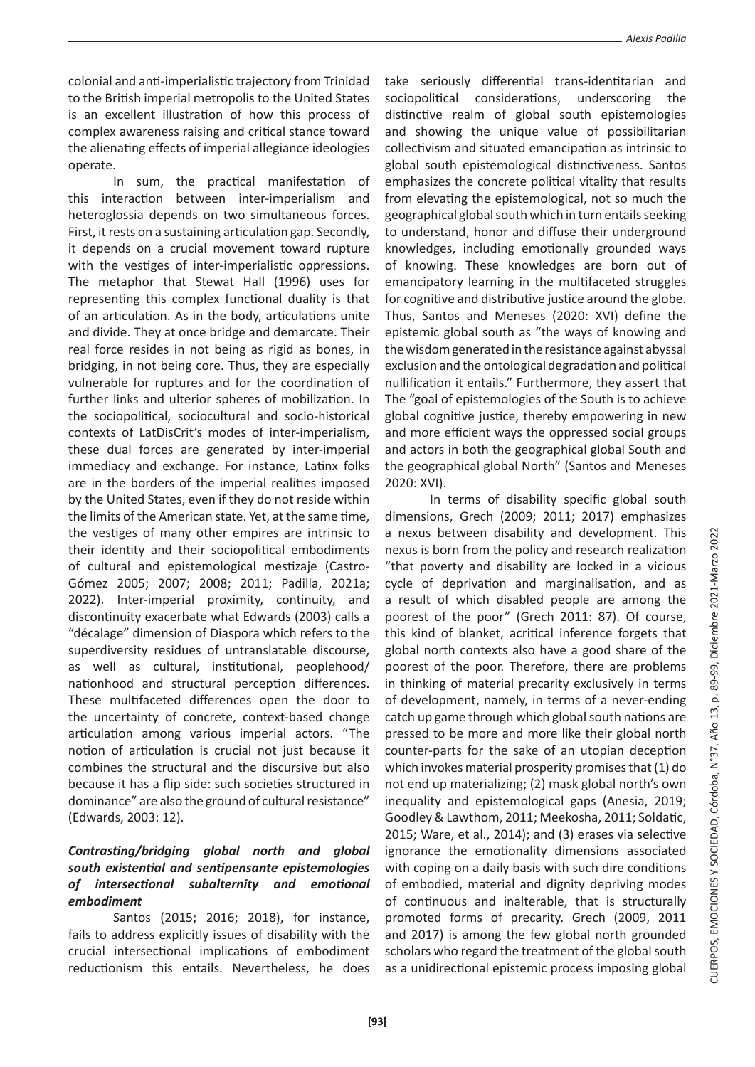colonial and anti-imperialistic trajectory from Trinidad to the British imperial metropolis to the United States is an excellent illustration of how this process of complex awareness raising and critical stance toward the alienating effects of imperial allegiance ideologies operate.

In sum, the practical manifestation of this interaction between inter-imperialism and heteroglossia depends on two simultaneous forces. First, it rests on a sustaining articulation gap. Secondly, it depends on a crucial movement toward rupture with the vestiges of inter-imperialistic oppressions. The metaphor that Stewat Hall (1996) uses for representing this complex functional duality is that of an articulation. As in the body, articulations unite and divide. They at once bridge and demarcate. Their real force resides in not being as rigid as bones, in bridging, in not being core. Thus, they are especially vulnerable for ruptures and for the coordination of further links and ulterior spheres of mobilization. In the sociopolitical, sociocultural and socio-historical contexts of LatDisCrit's modes of inter-imperialism, these dual forces are generated by inter-imperial immediacy and exchange. For instance, Latinx folks are in the borders of the imperial realities imposed by the United States, even if they do not reside within the limits of the American state. Yet, at the same time, the vestiges of many other empires are intrinsic to their identity and their sociopolitical embodiments of cultural and epistemological mestizaje (Castro-Gómez 2005; 2007; 2008; 2011; Padilla, 2021a; 2022). Inter-imperial proximity, continuity, and discontinuity exacerbate what Edwards (2003) calls a "décalage" dimension of Diaspora which refers to the superdiversity residues of untranslatable discourse, as well as cultural, institutional, peoplehood/ nationhood and structural perception differences. These multifaceted differences open the door to the uncertainty of concrete, context-based change articulation among various imperial actors. "The notion of articulation is crucial not just because it combines the structural and the discursive but also because it has a flip side: such societies structured in dominance" are also the ground of cultural resistance" (Edwards, 2003: 12).

### *Contrasting/bridging global north and global south existential and sentipensante epistemologies of intersectional subalternity and emotional embodiment*

Santos (2015; 2016; 2018), for instance, fails to address explicitly issues of disability with the crucial intersectional implications of embodiment reductionism this entails. Nevertheless, he does take seriously differential trans-identitarian and sociopolitical considerations, underscoring the distinctive realm of global south epistemologies and showing the unique value of possibilitarian collectivism and situated emancipation as intrinsic to global south epistemological distinctiveness. Santos emphasizes the concrete political vitality that results from elevating the epistemological, not so much the geographical global south which in turn entails seeking to understand, honor and diffuse their underground knowledges, including emotionally grounded ways of knowing. These knowledges are born out of emancipatory learning in the multifaceted struggles for cognitive and distributive justice around the globe. Thus, Santos and Meneses (2020: XVI) define the epistemic global south as "the ways of knowing and the wisdom generated in the resistance against abyssal exclusion and the ontological degradation and political nullification it entails." Furthermore, they assert that The "goal of epistemologies of the South is to achieve global cognitive justice, thereby empowering in new and more efficient ways the oppressed social groups and actors in both the geographical global South and the geographical global North" (Santos and Meneses 2020: XVI).

In terms of disability specific global south dimensions, Grech (2009; 2011; 2017) emphasizes a nexus between disability and development. This nexus is born from the policy and research realization "that poverty and disability are locked in a vicious cycle of deprivation and marginalisation, and as a result of which disabled people are among the poorest of the poor" (Grech 2011: 87). Of course, this kind of blanket, acritical inference forgets that global north contexts also have a good share of the poorest of the poor. Therefore, there are problems in thinking of material precarity exclusively in terms of development, namely, in terms of a never-ending catch up game through which global south nations are pressed to be more and more like their global north counter-parts for the sake of an utopian deception which invokes material prosperity promises that (1) do not end up materializing; (2) mask global north's own inequality and epistemological gaps (Anesia, 2019; Goodley & Lawthom, 2011; Meekosha, 2011; Soldatic, 2015; Ware, et al., 2014); and (3) erases via selective ignorance the emotionality dimensions associated with coping on a daily basis with such dire conditions of embodied, material and dignity depriving modes of continuous and inalterable, that is structurally promoted forms of precarity. Grech (2009, 2011 and 2017) is among the few global north grounded scholars who regard the treatment of the global south as a unidirectional epistemic process imposing global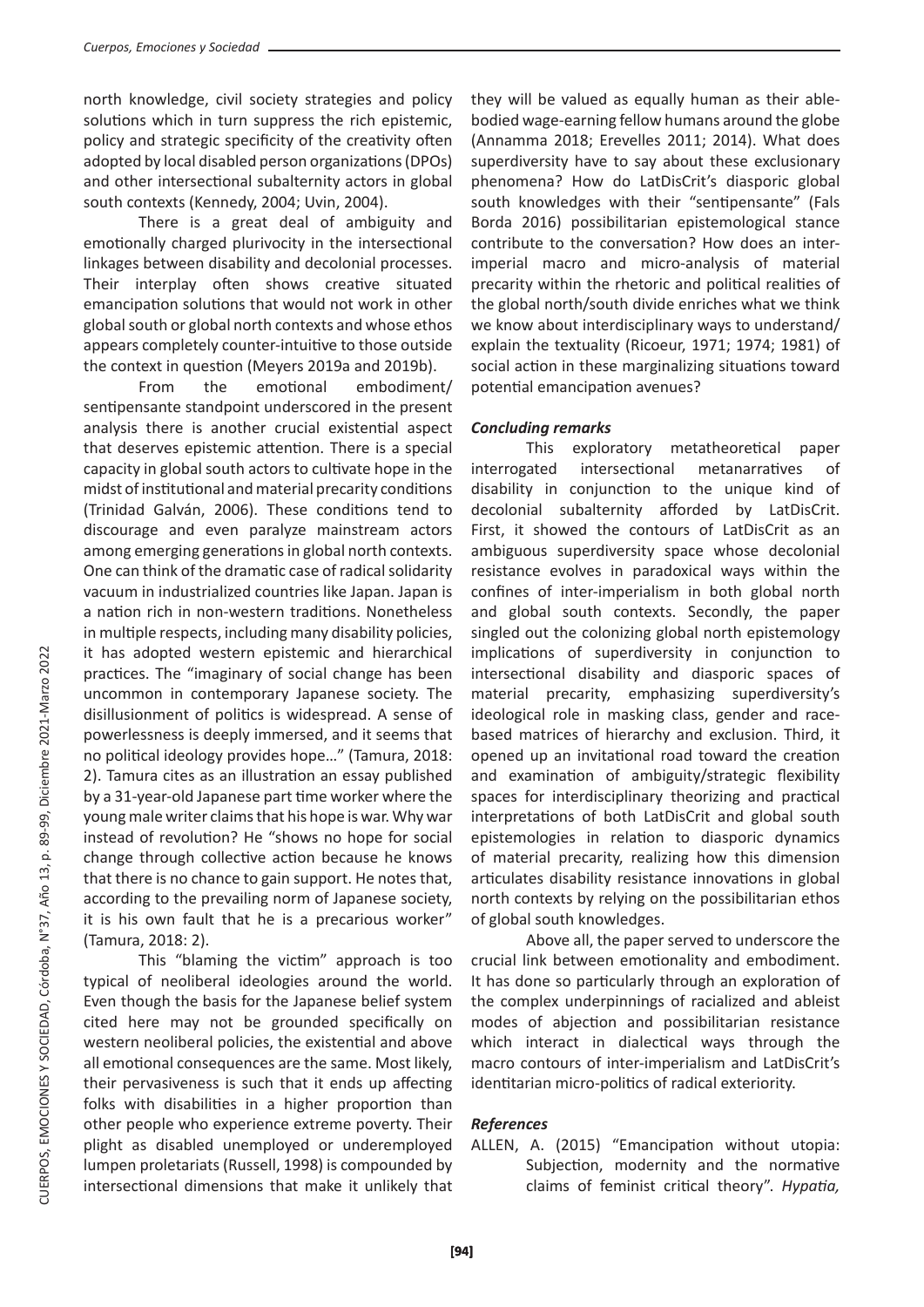north knowledge, civil society strategies and policy solutions which in turn suppress the rich epistemic, policy and strategic specificity of the creativity often adopted by local disabled person organizations (DPOs) and other intersectional subalternity actors in global south contexts (Kennedy, 2004; Uvin, 2004).

There is a great deal of ambiguity and emotionally charged plurivocity in the intersectional linkages between disability and decolonial processes. Their interplay often shows creative situated emancipation solutions that would not work in other global south or global north contexts and whose ethos appears completely counter-intuitive to those outside the context in question (Meyers 2019a and 2019b).

From the emotional embodiment/sentipensante standpoint underscored in the present analysis there is another crucial existential aspect that deserves epistemic attention. There is a special capacity in global south actors to cultivate hope in the midst of institutional and material precarity conditions (Trinidad Galván, 2006). These conditions tend to discourage and even paralyze mainstream actors among emerging generations in global north contexts. One can think of the dramatic case of radical solidarity vacuum in industrialized countries like Japan. Japan is a nation rich in non-western traditions. Nonetheless in multiple respects, including many disability policies, it has adopted western epistemic and hierarchical practices. The "imaginary of social change has been uncommon in contemporary Japanese society. The disillusionment of politics is widespread. A sense of powerlessness is deeply immersed, and it seems that no political ideology provides hope…" (Tamura, 2018: 2). Tamura cites as an illustration an essay published by a 31-year-old Japanese part time worker where the young male writer claims that his hope is war. Why war instead of revolution? He "shows no hope for social change through collective action because he knows that there is no chance to gain support. He notes that, according to the prevailing norm of Japanese society, it is his own fault that he is a precarious worker" (Tamura, 2018: 2).

This "blaming the victim" approach is too typical of neoliberal ideologies around the world. Even though the basis for the Japanese belief system cited here may not be grounded specifically on western neoliberal policies, the existential and above all emotional consequences are the same. Most likely, their pervasiveness is such that it ends up affecting folks with disabilities in a higher proportion than other people who experience extreme poverty. Their plight as disabled unemployed or underemployed lumpen proletariats (Russell, 1998) is compounded by intersectional dimensions that make it unlikely that they will be valued as equally human as their able-bodied wage-earning fellow humans around the globe (Annamma 2018; Erevelles 2011; 2014). What does superdiversity have to say about these exclusionary phenomena? How do LatDisCrit's diasporic global south knowledges with their "sentipensante" (Fals Borda 2016) possibilitarian epistemological stance contribute to the conversation? How does an inter-imperial macro and micro-analysis of material precarity within the rhetoric and political realities of the global north/south divide enriches what we think we know about interdisciplinary ways to understand/explain the textuality (Ricoeur, 1971; 1974; 1981) of social action in these marginalizing situations toward potential emancipation avenues?

### *Concluding remarks*

This exploratory metatheoretical paper interrogated intersectional metanarratives of disability in conjunction to the unique kind of decolonial subalternity afforded by LatDisCrit. First, it showed the contours of LatDisCrit as an ambiguous superdiversity space whose decolonial resistance evolves in paradoxical ways within the confines of inter-imperialism in both global north and global south contexts. Secondly, the paper singled out the colonizing global north epistemology implications of superdiversity in conjunction to intersectional disability and diasporic spaces of material precarity, emphasizing superdiversity's ideological role in masking class, gender and race-based matrices of hierarchy and exclusion. Third, it opened up an invitational road toward the creation and examination of ambiguity/strategic flexibility spaces for interdisciplinary theorizing and practical interpretations of both LatDisCrit and global south epistemologies in relation to diasporic dynamics of material precarity, realizing how this dimension articulates disability resistance innovations in global north contexts by relying on the possibilitarian ethos of global south knowledges.

Above all, the paper served to underscore the crucial link between emotionality and embodiment. It has done so particularly through an exploration of the complex underpinnings of racialized and ableist modes of abjection and possibilitarian resistance which interact in dialectical ways through the macro contours of inter-imperialism and LatDisCrit's identitarian micro-politics of radical exteriority.

### *References*

ALLEN, A. (2015) "Emancipation without utopia: Subjection, modernity and the normative claims of feminist critical theory". *Hypatia,*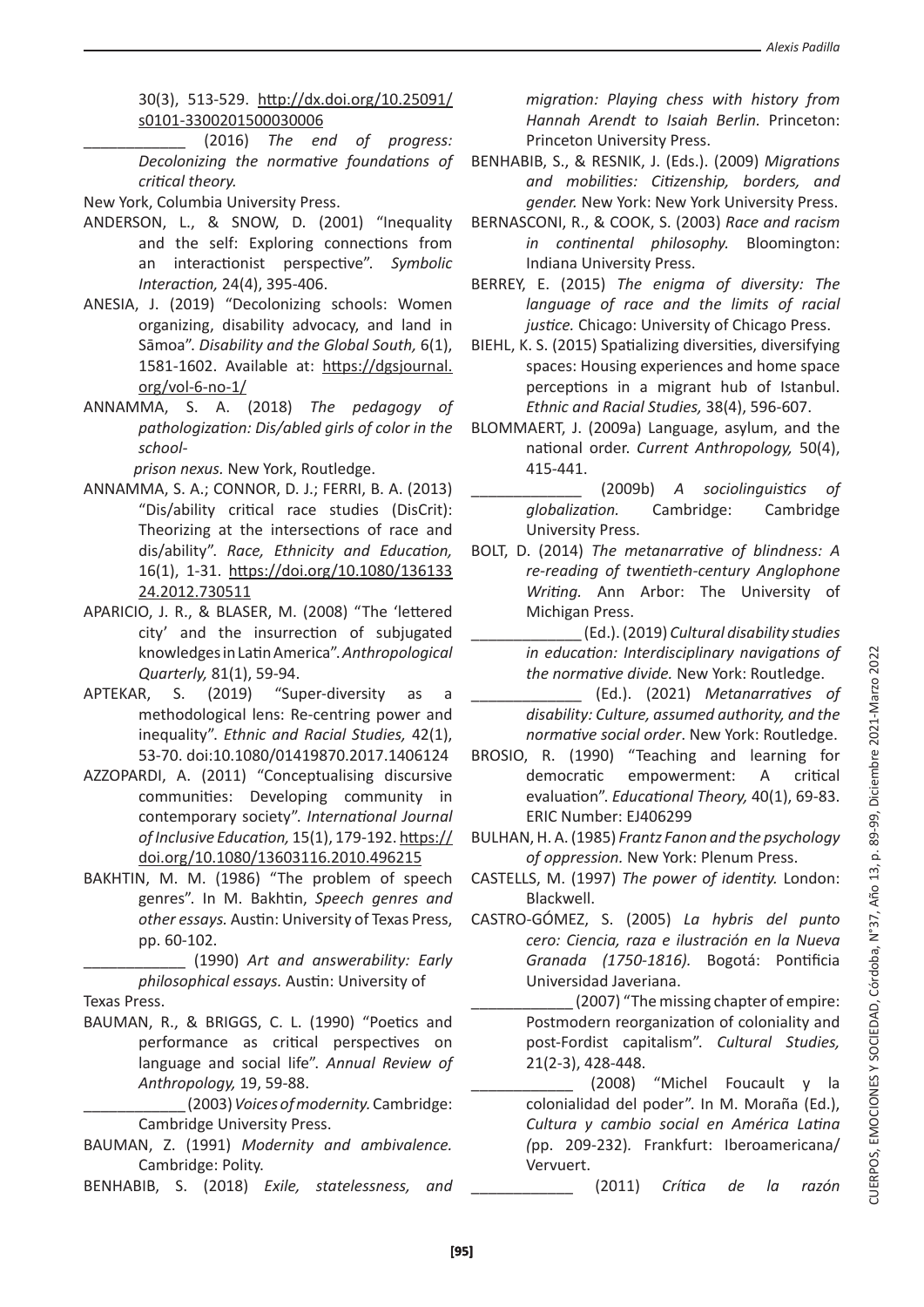30(3), 513-529. http://dx.doi.org/10.25091/s0101-3300201500030006

____________ (2016) *The end of progress: Decolonizing the normative foundations of critical theory.* New York, Columbia University Press.

ANDERSON, L., & SNOW, D. (2001) "Inequality and the self: Exploring connections from an interactionist perspective". *Symbolic Interaction,* 24(4), 395-406.

ANESIA, J. (2019) "Decolonizing schools: Women organizing, disability advocacy, and land in Sāmoa". *Disability and the Global South,* 6(1), 1581-1602. Available at: https://dgsjournal.org/vol-6-no-1/

ANNAMMA, S. A. (2018) *The pedagogy of pathologization: Dis/abled girls of color in the school-prison nexus.* New York, Routledge.

ANNAMMA, S. A.; CONNOR, D. J.; FERRI, B. A. (2013) "Dis/ability critical race studies (DisCrit): Theorizing at the intersections of race and dis/ability". *Race, Ethnicity and Education,* 16(1), 1-31. https://doi.org/10.1080/13613324.2012.730511

APARICIO, J. R., & BLASER, M. (2008) "The 'lettered city' and the insurrection of subjugated knowledges in Latin America". *Anthropological Quarterly,* 81(1), 59-94.

APTEKAR, S. (2019) "Super-diversity as a methodological lens: Re-centring power and inequality". *Ethnic and Racial Studies,* 42(1), 53-70. doi:10.1080/01419870.2017.1406124

AZZOPARDI, A. (2011) "Conceptualising discursive communities: Developing community in contemporary society". *International Journal of Inclusive Education,* 15(1), 179-192. https://doi.org/10.1080/13603116.2010.496215

BAKHTIN, M. M. (1986) "The problem of speech genres". In M. Bakhtin, *Speech genres and other essays.* Austin: University of Texas Press, pp. 60-102.

____________ (1990) *Art and answerability: Early philosophical essays.* Austin: University of Texas Press.

BAUMAN, R., & BRIGGS, C. L. (1990) "Poetics and performance as critical perspectives on language and social life". *Annual Review of Anthropology,* 19, 59-88.

____________ (2003) *Voices of modernity.* Cambridge: Cambridge University Press.

BAUMAN, Z. (1991) *Modernity and ambivalence.* Cambridge: Polity.

BENHABIB, S. (2018) *Exile, statelessness, and migration: Playing chess with history from Hannah Arendt to Isaiah Berlin.* Princeton: Princeton University Press.

BENHABIB, S., & RESNIK, J. (Eds.). (2009) *Migrations and mobilities: Citizenship, borders, and gender.* New York: New York University Press.

BERNASCONI, R., & COOK, S. (2003) *Race and racism in continental philosophy.* Bloomington: Indiana University Press.

BERREY, E. (2015) *The enigma of diversity: The language of race and the limits of racial justice.* Chicago: University of Chicago Press.

BIEHL, K. S. (2015) Spatializing diversities, diversifying spaces: Housing experiences and home space perceptions in a migrant hub of Istanbul. *Ethnic and Racial Studies,* 38(4), 596-607.

BLOMMAERT, J. (2009a) Language, asylum, and the national order. *Current Anthropology,* 50(4), 415-441.

____________ (2009b) *A sociolinguistics of globalization.* Cambridge: Cambridge University Press.

BOLT, D. (2014) *The metanarrative of blindness: A re-reading of twentieth-century Anglophone Writing.* Ann Arbor: The University of Michigan Press.

____________ (Ed.). (2019) *Cultural disability studies in education: Interdisciplinary navigations of the normative divide.* New York: Routledge.

____________ (Ed.). (2021) *Metanarratives of disability: Culture, assumed authority, and the normative social order*. New York: Routledge.

BROSIO, R. (1990) "Teaching and learning for democratic empowerment: A critical evaluation". *Educational Theory,* 40(1), 69-83. ERIC Number: EJ406299

BULHAN, H. A. (1985) *Frantz Fanon and the psychology of oppression.* New York: Plenum Press.

CASTELLS, M. (1997) *The power of identity.* London: Blackwell.

CASTRO-GÓMEZ, S. (2005) *La hybris del punto cero: Ciencia, raza e ilustración en la Nueva Granada (1750-1816).* Bogotá: Pontificia Universidad Javeriana.

____________ (2007) "The missing chapter of empire: Postmodern reorganization of coloniality and post-Fordist capitalism". *Cultural Studies,* 21(2-3), 428-448.

____________ (2008) "Michel Foucault y la colonialidad del poder". In M. Moraña (Ed.), *Cultura y cambio social en América Latina (*pp. 209-232). Frankfurt: Iberoamericana/Vervuert.

____________ (2011) *Crítica de la razón*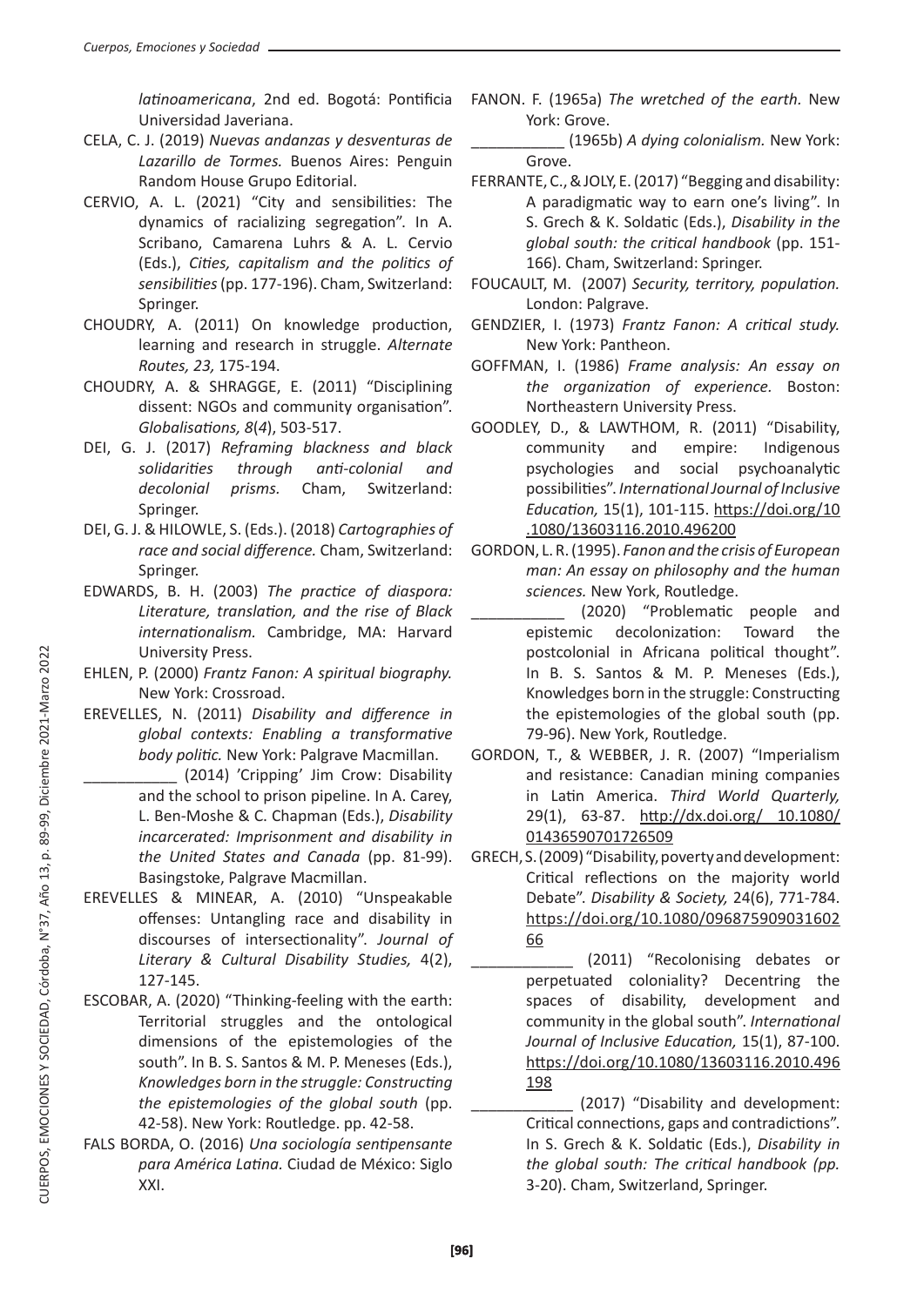*latinoamericana*, 2nd ed. Bogotá: Pontificia Universidad Javeriana.

CELA, C. J. (2019) *Nuevas andanzas y desventuras de Lazarillo de Tormes.* Buenos Aires: Penguin Random House Grupo Editorial.

CERVIO, A. L. (2021) "City and sensibilities: The dynamics of racializing segregation". In A. Scribano, Camarena Luhrs & A. L. Cervio (Eds.), *Cities, capitalism and the politics of sensibilities* (pp. 177-196). Cham, Switzerland: Springer.

CHOUDRY, A. (2011) On knowledge production, learning and research in struggle. *Alternate Routes, 23,* 175-194.

CHOUDRY, A. & SHRAGGE, E. (2011) "Disciplining dissent: NGOs and community organisation". *Globalisations, 8*(*4*), 503-517.

DEI, G. J. (2017) *Reframing blackness and black solidarities through anti-colonial and decolonial prisms.* Cham, Switzerland: Springer.

DEI, G. J. & HILOWLE, S. (Eds.). (2018) *Cartographies of race and social difference.* Cham, Switzerland: Springer.

EDWARDS, B. H. (2003) *The practice of diaspora: Literature, translation, and the rise of Black internationalism.* Cambridge, MA: Harvard University Press.

EHLEN, P. (2000) *Frantz Fanon: A spiritual biography.* New York: Crossroad.

EREVELLES, N. (2011) *Disability and difference in global contexts: Enabling a transformative body politic.* New York: Palgrave Macmillan.

___________ (2014) 'Cripping' Jim Crow: Disability and the school to prison pipeline. In A. Carey, L. Ben-Moshe & C. Chapman (Eds.), *Disability incarcerated: Imprisonment and disability in the United States and Canada* (pp. 81-99). Basingstoke, Palgrave Macmillan.

EREVELLES & MINEAR, A. (2010) "Unspeakable offenses: Untangling race and disability in discourses of intersectionality". *Journal of Literary & Cultural Disability Studies,* 4(2), 127-145.

ESCOBAR, A. (2020) "Thinking-feeling with the earth: Territorial struggles and the ontological dimensions of the epistemologies of the south". In B. S. Santos & M. P. Meneses (Eds.), *Knowledges born in the struggle: Constructing the epistemologies of the global south* (pp. 42-58). New York: Routledge. pp. 42-58.

FALS BORDA, O. (2016) *Una sociología sentipensante para América Latina.* Ciudad de México: Siglo XXI.

FANON. F. (1965a) *The wretched of the earth.* New York: Grove.

___________ (1965b) *A dying colonialism.* New York: Grove.

FERRANTE, C., & JOLY, E. (2017) "Begging and disability: A paradigmatic way to earn one's living". In S. Grech & K. Soldatic (Eds.), *Disability in the global south: the critical handbook* (pp. 151-166). Cham, Switzerland: Springer.

FOUCAULT, M. (2007) *Security, territory, population.* London: Palgrave.

GENDZIER, I. (1973) *Frantz Fanon: A critical study.* New York: Pantheon.

GOFFMAN, I. (1986) *Frame analysis: An essay on the organization of experience.* Boston: Northeastern University Press.

GOODLEY, D., & LAWTHOM, R. (2011) "Disability, community and empire: Indigenous psychologies and social psychoanalytic possibilities". *International Journal of Inclusive Education,* 15(1), 101-115. https://doi.org/10.1080/13603116.2010.496200

GORDON, L. R. (1995). *Fanon and the crisis of European man: An essay on philosophy and the human sciences.* New York, Routledge.

___________ (2020) "Problematic people and epistemic decolonization: Toward the postcolonial in Africana political thought". In B. S. Santos & M. P. Meneses (Eds.), Knowledges born in the struggle: Constructing the epistemologies of the global south (pp. 79-96). New York, Routledge.

GORDON, T., & WEBBER, J. R. (2007) "Imperialism and resistance: Canadian mining companies in Latin America. *Third World Quarterly,* 29(1), 63-87. http://dx.doi.org/ 10.1080/01436590701726509

GRECH, S. (2009) "Disability, poverty and development: Critical reflections on the majority world Debate". *Disability & Society,* 24(6), 771-784. https://doi.org/10.1080/09687590903160266

____________ (2011) "Recolonising debates or perpetuated coloniality? Decentring the spaces of disability, development and community in the global south". *International Journal of Inclusive Education,* 15(1), 87-100. https://doi.org/10.1080/13603116.2010.496198

____________ (2017) "Disability and development: Critical connections, gaps and contradictions". In S. Grech & K. Soldatic (Eds.), *Disability in the global south: The critical handbook (pp.* 3-20). Cham, Switzerland, Springer.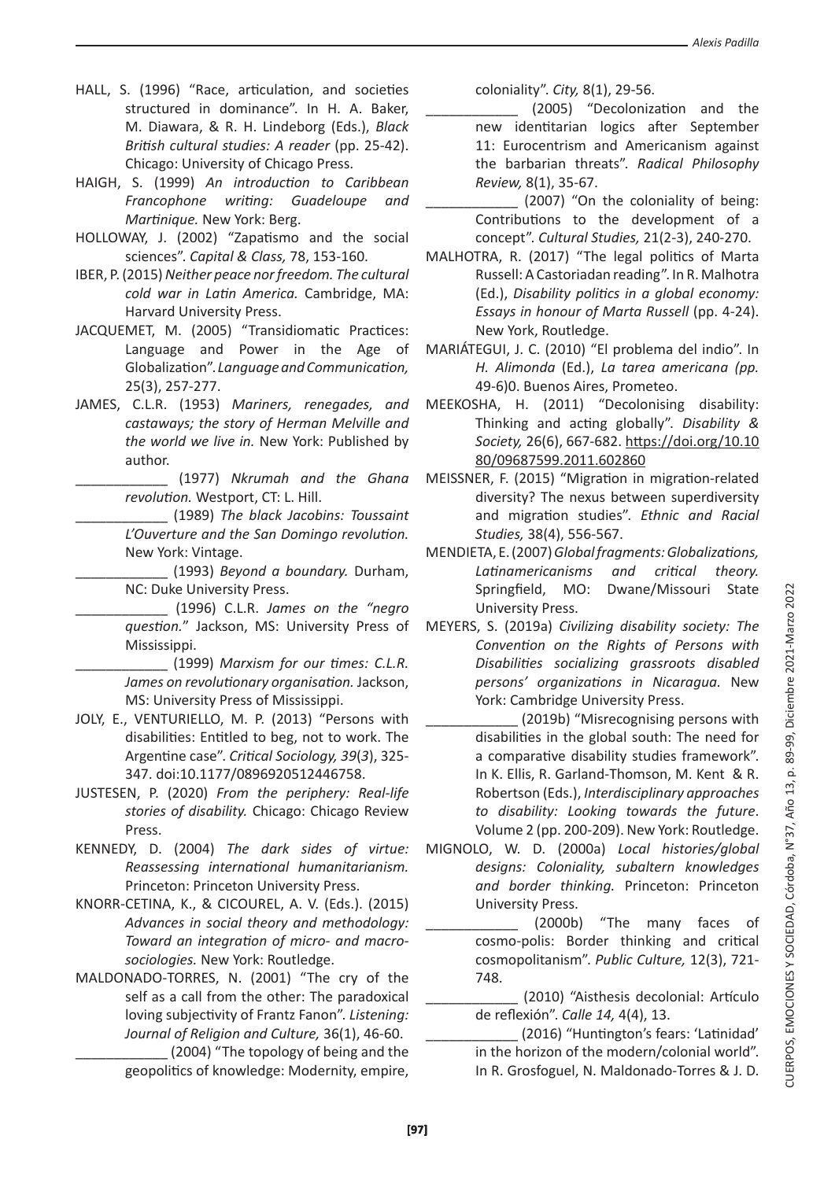HALL, S. (1996) "Race, articulation, and societies structured in dominance". In H. A. Baker, M. Diawara, & R. H. Lindeborg (Eds.), *Black British cultural studies: A reader* (pp. 25-42). Chicago: University of Chicago Press.

HAIGH, S. (1999) *An introduction to Caribbean Francophone writing: Guadeloupe and Martinique.* New York: Berg.

HOLLOWAY, J. (2002) "Zapatismo and the social sciences". *Capital & Class,* 78, 153-160.

IBER, P. (2015) *Neither peace nor freedom. The cultural cold war in Latin America.* Cambridge, MA: Harvard University Press.

JACQUEMET, M. (2005) "Transidiomatic Practices: Language and Power in the Age of Globalization". *Language and Communication,* 25(3), 257-277.

JAMES, C.L.R. (1953) *Mariners, renegades, and castaways; the story of Herman Melville and the world we live in.* New York: Published by author.

____________ (1977) *Nkrumah and the Ghana revolution.* Westport, CT: L. Hill.

____________ (1989) *The black Jacobins: Toussaint L'Ouverture and the San Domingo revolution.* New York: Vintage.

____________ (1993) *Beyond a boundary.* Durham, NC: Duke University Press.

____________ (1996) C.L.R. *James on the "negro question."* Jackson, MS: University Press of Mississippi.

____________ (1999) *Marxism for our times: C.L.R. James on revolutionary organisation.* Jackson, MS: University Press of Mississippi.

JOLY, E., VENTURIELLO, M. P. (2013) "Persons with disabilities: Entitled to beg, not to work. The Argentine case". *Critical Sociology, 39*(*3*), 325-347. doi:10.1177/0896920512446758.

JUSTESEN, P. (2020) *From the periphery: Real-life stories of disability.* Chicago: Chicago Review Press.

KENNEDY, D. (2004) *The dark sides of virtue: Reassessing international humanitarianism.* Princeton: Princeton University Press.

KNORR-CETINA, K., & CICOUREL, A. V. (Eds.). (2015) *Advances in social theory and methodology: Toward an integration of micro- and macro-sociologies.* New York: Routledge.

MALDONADO-TORRES, N. (2001) "The cry of the self as a call from the other: The paradoxical loving subjectivity of Frantz Fanon". *Listening: Journal of Religion and Culture,* 36(1), 46-60.

____________ (2004) "The topology of being and the geopolitics of knowledge: Modernity, empire, coloniality". *City,* 8(1), 29-56.

____________ (2005) "Decolonization and the new identitarian logics after September 11: Eurocentrism and Americanism against the barbarian threats". *Radical Philosophy Review,* 8(1), 35-67.

____________ (2007) "On the coloniality of being: Contributions to the development of a concept". *Cultural Studies,* 21(2-3), 240-270.

MALHOTRA, R. (2017) "The legal politics of Marta Russell: A Castoriadan reading". In R. Malhotra (Ed.), *Disability politics in a global economy: Essays in honour of Marta Russell* (pp. 4-24). New York, Routledge.

MARIÁTEGUI, J. C. (2010) "El problema del indio". In *H. Alimonda* (Ed.), *La tarea americana (pp.* 49-6)0. Buenos Aires, Prometeo.

MEEKOSHA, H. (2011) "Decolonising disability: Thinking and acting globally". *Disability & Society,* 26(6), 667-682. https://doi.org/10.1080/09687599.2011.602860

MEISSNER, F. (2015) "Migration in migration-related diversity? The nexus between superdiversity and migration studies". *Ethnic and Racial Studies,* 38(4), 556-567.

MENDIETA, E. (2007) *Global fragments: Globalizations, Latinamericanisms and critical theory.* Springfield, MO: Dwane/Missouri State University Press.

MEYERS, S. (2019a) *Civilizing disability society: The Convention on the Rights of Persons with Disabilities socializing grassroots disabled persons' organizations in Nicaragua.* New York: Cambridge University Press.

____________ (2019b) "Misrecognising persons with disabilities in the global south: The need for a comparative disability studies framework". In K. Ellis, R. Garland-Thomson, M. Kent & R. Robertson (Eds.), *Interdisciplinary approaches to disability: Looking towards the future*. Volume 2 (pp. 200-209). New York: Routledge.

MIGNOLO, W. D. (2000a) *Local histories/global designs: Coloniality, subaltern knowledges and border thinking.* Princeton: Princeton University Press.

____________ (2000b) "The many faces of cosmo-polis: Border thinking and critical cosmopolitanism". *Public Culture,* 12(3), 721-748.

____________ (2010) "Aisthesis decolonial: Artículo de reflexión". *Calle 14,* 4(4), 13.

____________ (2016) "Huntington's fears: 'Latinidad' in the horizon of the modern/colonial world". In R. Grosfoguel, N. Maldonado-Torres & J. D.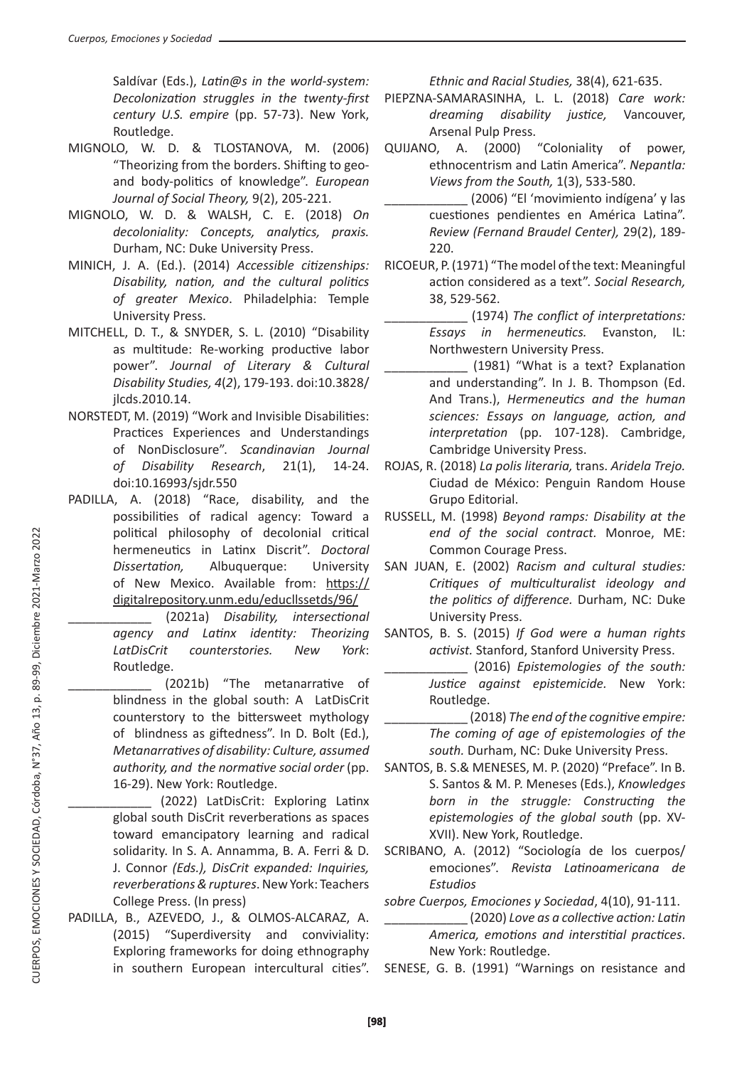Saldívar (Eds.), *Latin@s in the world-system: Decolonization struggles in the twenty-first century U.S. empire* (pp. 57-73). New York, Routledge.

MIGNOLO, W. D. & TLOSTANOVA, M. (2006) "Theorizing from the borders. Shifting to geo- and body-politics of knowledge". *European Journal of Social Theory,* 9(2), 205-221.

MIGNOLO, W. D. & WALSH, C. E. (2018) *On decoloniality: Concepts, analytics, praxis.* Durham, NC: Duke University Press.

MINICH, J. A. (Ed.). (2014) *Accessible citizenships: Disability, nation, and the cultural politics of greater Mexico*. Philadelphia: Temple University Press.

MITCHELL, D. T., & SNYDER, S. L. (2010) "Disability as multitude: Re-working productive labor power". *Journal of Literary & Cultural Disability Studies, 4*(*2*), 179-193. doi:10.3828/jlcds.2010.14.

NORSTEDT, M. (2019) "Work and Invisible Disabilities: Practices Experiences and Understandings of NonDisclosure". *Scandinavian Journal of Disability Research*, 21(1), 14-24. doi:10.16993/sjdr.550

PADILLA, A. (2018) "Race, disability, and the possibilities of radical agency: Toward a political philosophy of decolonial critical hermeneutics in Latinx Discrit". *Doctoral Dissertation,* Albuquerque: University of New Mexico. Available from: https://digitalrepository.unm.edu/educllssetds/96/

____________ (2021a) *Disability, intersectional agency and Latinx identity: Theorizing LatDisCrit counterstories. New York*: Routledge.

____________ (2021b) "The metanarrative of blindness in the global south: A LatDisCrit counterstory to the bittersweet mythology of blindness as giftedness". In D. Bolt (Ed.), *Metanarratives of disability: Culture, assumed authority, and the normative social order* (pp. 16-29). New York: Routledge.

____________ (2022) LatDisCrit: Exploring Latinx global south DisCrit reverberations as spaces toward emancipatory learning and radical solidarity. In S. A. Annamma, B. A. Ferri & D. J. Connor *(Eds.), DisCrit expanded: Inquiries, reverberations & ruptures*. New York: Teachers College Press. (In press)

PADILLA, B., AZEVEDO, J., & OLMOS-ALCARAZ, A. (2015) "Superdiversity and conviviality: Exploring frameworks for doing ethnography in southern European intercultural cities". *Ethnic and Racial Studies,* 38(4), 621-635.

PIEPZNA-SAMARASINHA, L. L. (2018) *Care work: dreaming disability justice,* Vancouver, Arsenal Pulp Press.

QUIJANO, A. (2000) "Coloniality of power, ethnocentrism and Latin America". *Nepantla: Views from the South,* 1(3), 533-580.

____________ (2006) "El 'movimiento indígena' y las cuestiones pendientes en América Latina". *Review (Fernand Braudel Center),* 29(2), 189-220.

RICOEUR, P. (1971) "The model of the text: Meaningful action considered as a text". *Social Research,* 38, 529-562.

____________ (1974) *The conflict of interpretations: Essays in hermeneutics.* Evanston, IL: Northwestern University Press.

____________ (1981) "What is a text? Explanation and understanding". In J. B. Thompson (Ed. And Trans.), *Hermeneutics and the human sciences: Essays on language, action, and interpretation* (pp. 107-128). Cambridge, Cambridge University Press.

ROJAS, R. (2018) *La polis literaria,* trans. *Aridela Trejo.* Ciudad de México: Penguin Random House Grupo Editorial.

RUSSELL, M. (1998) *Beyond ramps: Disability at the end of the social contract.* Monroe, ME: Common Courage Press.

SAN JUAN, E. (2002) *Racism and cultural studies: Critiques of multiculturalist ideology and the politics of difference.* Durham, NC: Duke University Press.

SANTOS, B. S. (2015) *If God were a human rights activist.* Stanford, Stanford University Press.

____________ (2016) *Epistemologies of the south: Justice against epistemicide.* New York: Routledge.

____________ (2018) *The end of the cognitive empire: The coming of age of epistemologies of the south.* Durham, NC: Duke University Press.

SANTOS, B. S.& MENESES, M. P. (2020) "Preface". In B. S. Santos & M. P. Meneses (Eds.), *Knowledges born in the struggle: Constructing the epistemologies of the global south* (pp. XV-XVII). New York, Routledge.

SCRIBANO, A. (2012) "Sociología de los cuerpos/emociones". *Revista Latinoamericana de Estudios sobre Cuerpos, Emociones y Sociedad*, 4(10), 91-111.

____________ (2020) *Love as a collective action: Latin America, emotions and interstitial practices*. New York: Routledge.

SENESE, G. B. (1991) "Warnings on resistance and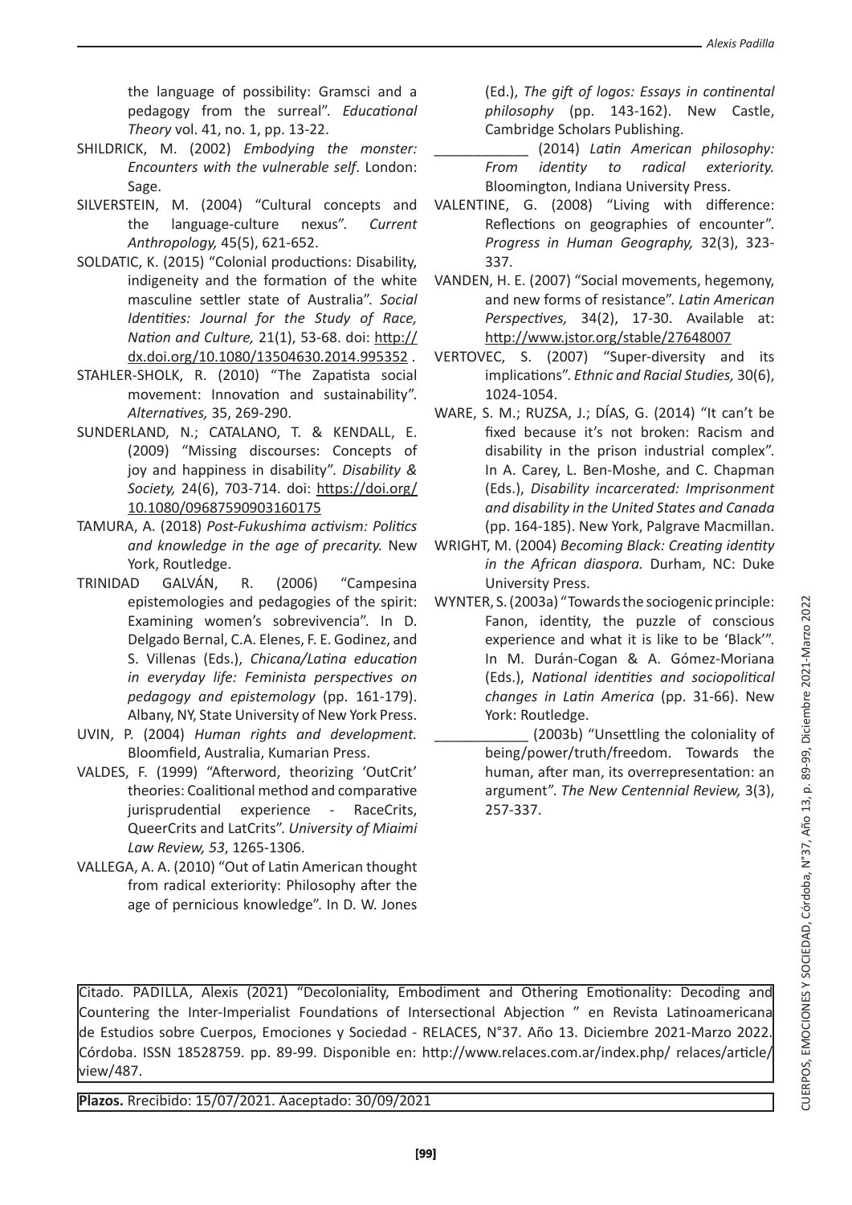the language of possibility: Gramsci and a pedagogy from the surreal". *Educational Theory* vol. 41, no. 1, pp. 13-22.

SHILDRICK, M. (2002) *Embodying the monster: Encounters with the vulnerable self*. London: Sage.

SILVERSTEIN, M. (2004) "Cultural concepts and the language-culture nexus". *Current Anthropology,* 45(5), 621-652.

SOLDATIC, K. (2015) "Colonial productions: Disability, indigeneity and the formation of the white masculine settler state of Australia". *Social Identities: Journal for the Study of Race, Nation and Culture,* 21(1), 53-68. doi: http://dx.doi.org/10.1080/13504630.2014.995352 .

STAHLER-SHOLK, R. (2010) "The Zapatista social movement: Innovation and sustainability". *Alternatives,* 35, 269-290.

SUNDERLAND, N.; CATALANO, T. & KENDALL, E. (2009) "Missing discourses: Concepts of joy and happiness in disability". *Disability & Society,* 24(6), 703-714. doi: https://doi.org/10.1080/09687590903160175

TAMURA, A. (2018) *Post-Fukushima activism: Politics and knowledge in the age of precarity.* New York, Routledge.

TRINIDAD GALVÁN, R. (2006) "Campesina epistemologies and pedagogies of the spirit: Examining women's sobrevivencia". In D. Delgado Bernal, C.A. Elenes, F. E. Godinez, and S. Villenas (Eds.), *Chicana/Latina education in everyday life: Feminista perspectives on pedagogy and epistemology* (pp. 161-179). Albany, NY, State University of New York Press.

UVIN, P. (2004) *Human rights and development.* Bloomfield, Australia, Kumarian Press.

VALDES, F. (1999) "Afterword, theorizing 'OutCrit' theories: Coalitional method and comparative jurisprudential experience - RaceCrits, QueerCrits and LatCrits". *University of Miaimi Law Review, 53*, 1265-1306.

VALLEGA, A. A. (2010) "Out of Latin American thought from radical exteriority: Philosophy after the age of pernicious knowledge". In D. W. Jones (Ed.), *The gift of logos: Essays in continental philosophy* (pp. 143-162). New Castle, Cambridge Scholars Publishing.

____________ (2014) *Latin American philosophy: From identity to radical exteriority.* Bloomington, Indiana University Press.

VALENTINE, G. (2008) "Living with difference: Reflections on geographies of encounter". *Progress in Human Geography,* 32(3), 323-337.

VANDEN, H. E. (2007) "Social movements, hegemony, and new forms of resistance". *Latin American Perspectives,* 34(2), 17-30. Available at: http://www.jstor.org/stable/27648007

VERTOVEC, S. (2007) "Super-diversity and its implications". *Ethnic and Racial Studies,* 30(6), 1024-1054.

WARE, S. M.; RUZSA, J.; DÍAS, G. (2014) "It can't be fixed because it's not broken: Racism and disability in the prison industrial complex". In A. Carey, L. Ben-Moshe, and C. Chapman (Eds.), *Disability incarcerated: Imprisonment and disability in the United States and Canada* (pp. 164-185). New York, Palgrave Macmillan.

WRIGHT, M. (2004) *Becoming Black: Creating identity in the African diaspora.* Durham, NC: Duke University Press.

WYNTER, S. (2003a) "Towards the sociogenic principle: Fanon, identity, the puzzle of conscious experience and what it is like to be 'Black'". In M. Durán-Cogan & A. Gómez-Moriana (Eds.), *National identities and sociopolitical changes in Latin America* (pp. 31-66). New York: Routledge.

____________ (2003b) "Unsettling the coloniality of being/power/truth/freedom. Towards the human, after man, its overrepresentation: an argument". *The New Centennial Review,* 3(3), 257-337.

Citado. PADILLA, Alexis (2021) "Decoloniality, Embodiment and Othering Emotionality: Decoding and Countering the Inter-Imperialist Foundations of Intersectional Abjection " en Revista Latinoamericana de Estudios sobre Cuerpos, Emociones y Sociedad - RELACES, N°37. Año 13. Diciembre 2021-Marzo 2022. Córdoba. ISSN 18528759. pp. 89-99. Disponible en: http://www.relaces.com.ar/index.php/ relaces/article/view/487.

**Plazos.** Rrecibido: 15/07/2021. Aaceptado: 30/09/2021